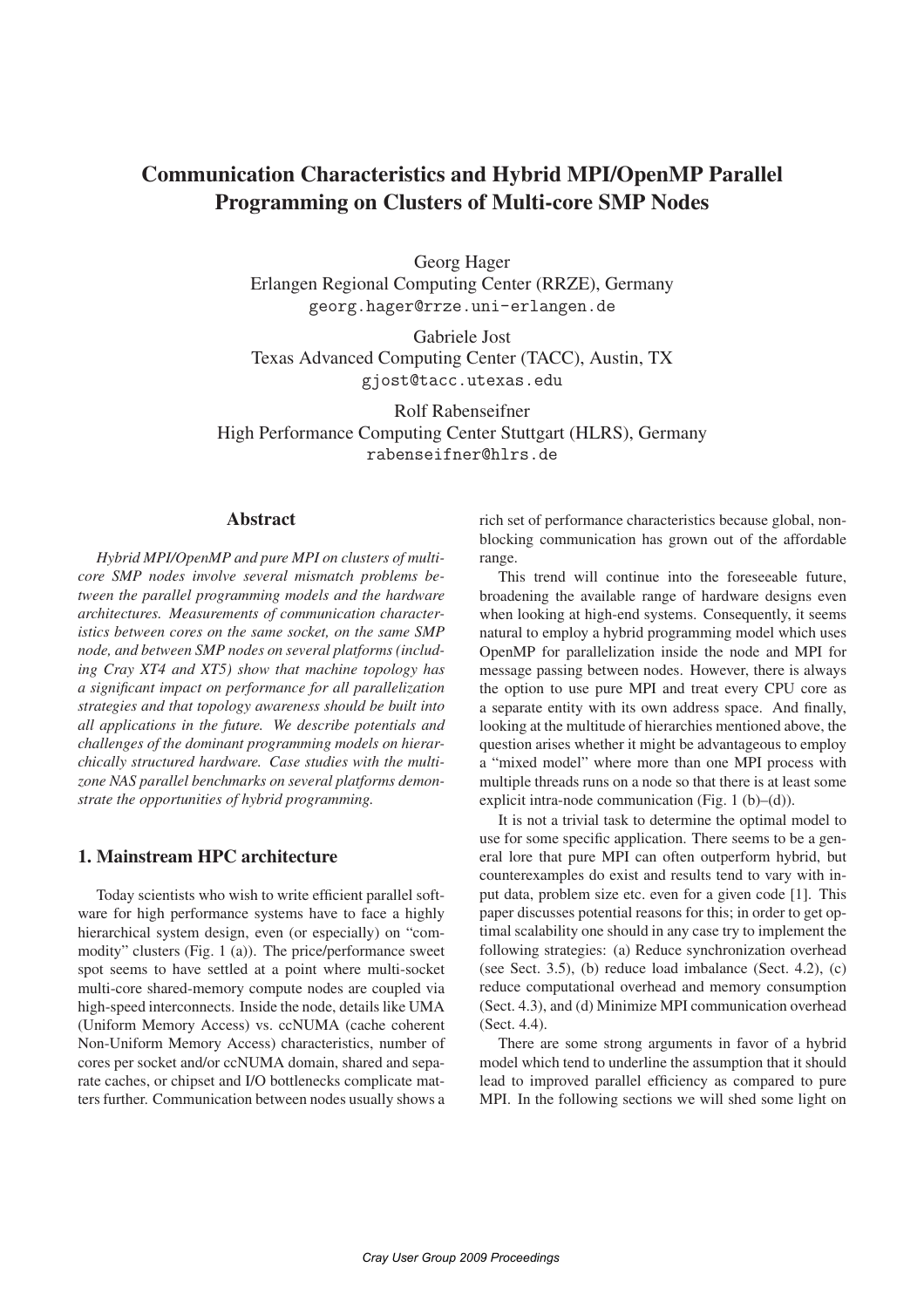# Communication Characteristics and Hybrid MPI/OpenMP Parallel Programming on Clusters of Multi-core SMP Nodes

Georg Hager
Erlangen Regional Computing Center (RRZE), Germany
georg.hager@rrze.uni-erlangen.de

Gabriele Jost
Texas Advanced Computing Center (TACC), Austin, TX
gjost@tacc.utexas.edu

Rolf Rabenseifner
High Performance Computing Center Stuttgart (HLRS), Germany
rabenseifner@hlrs.de

## Abstract

*Hybrid MPI/OpenMP and pure MPI on clusters of multi-core SMP nodes involve several mismatch problems between the parallel programming models and the hardware architectures. Measurements of communication characteristics between cores on the same socket, on the same SMP node, and between SMP nodes on several platforms (including Cray XT4 and XT5) show that machine topology has a significant impact on performance for all parallelization strategies and that topology awareness should be built into all applications in the future. We describe potentials and challenges of the dominant programming models on hierarchically structured hardware. Case studies with the multi-zone NAS parallel benchmarks on several platforms demonstrate the opportunities of hybrid programming.*

## 1. Mainstream HPC architecture

Today scientists who wish to write efficient parallel software for high performance systems have to face a highly hierarchical system design, even (or especially) on "commodity" clusters (Fig. 1 (a)). The price/performance sweet spot seems to have settled at a point where multi-socket multi-core shared-memory compute nodes are coupled via high-speed interconnects. Inside the node, details like UMA (Uniform Memory Access) vs. ccNUMA (cache coherent Non-Uniform Memory Access) characteristics, number of cores per socket and/or ccNUMA domain, shared and separate caches, or chipset and I/O bottlenecks complicate matters further. Communication between nodes usually shows a rich set of performance characteristics because global, non-blocking communication has grown out of the affordable range.

This trend will continue into the foreseeable future, broadening the available range of hardware designs even when looking at high-end systems. Consequently, it seems natural to employ a hybrid programming model which uses OpenMP for parallelization inside the node and MPI for message passing between nodes. However, there is always the option to use pure MPI and treat every CPU core as a separate entity with its own address space. And finally, looking at the multitude of hierarchies mentioned above, the question arises whether it might be advantageous to employ a "mixed model" where more than one MPI process with multiple threads runs on a node so that there is at least some explicit intra-node communication (Fig. 1 (b)–(d)).

It is not a trivial task to determine the optimal model to use for some specific application. There seems to be a general lore that pure MPI can often outperform hybrid, but counterexamples do exist and results tend to vary with input data, problem size etc. even for a given code [1]. This paper discusses potential reasons for this; in order to get optimal scalability one should in any case try to implement the following strategies: (a) Reduce synchronization overhead (see Sect. 3.5), (b) reduce load imbalance (Sect. 4.2), (c) reduce computational overhead and memory consumption (Sect. 4.3), and (d) Minimize MPI communication overhead (Sect. 4.4).

There are some strong arguments in favor of a hybrid model which tend to underline the assumption that it should lead to improved parallel efficiency as compared to pure MPI. In the following sections we will shed some light on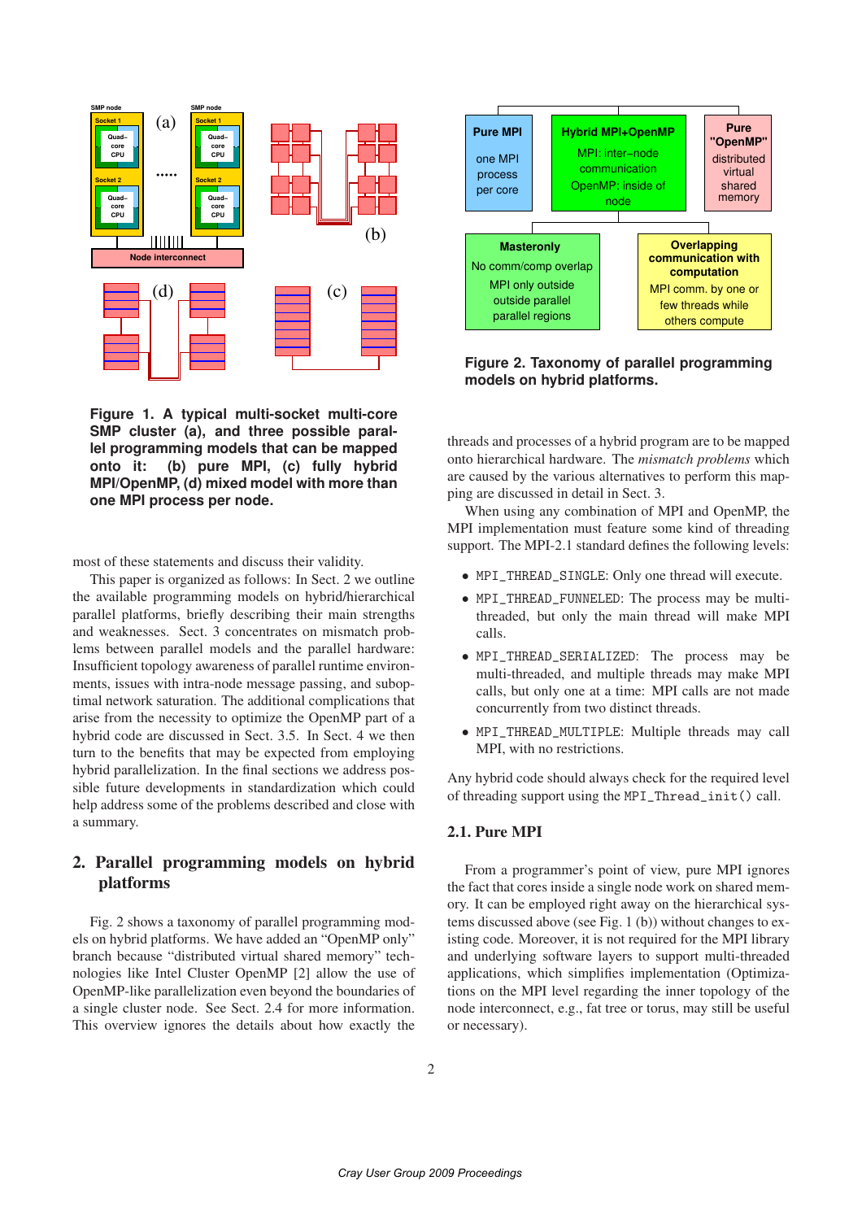SMP node

Socket 1

Quad-core CPU

Socket 2

Quad-core CPU

(a)

SMP node

Socket 1

Quad-core CPU

Socket 2

Quad-core CPU

Node interconnect

(b)

(d)

(c)

**Figure 1. A typical multi-socket multi-core SMP cluster (a), and three possible parallel programming models that can be mapped onto it: (b) pure MPI, (c) fully hybrid MPI/OpenMP, (d) mixed model with more than one MPI process per node.**

Pure MPI

one MPI process per core

Hybrid MPI+OpenMP

MPI: inter–node communication

OpenMP: inside of node

Pure "OpenMP"

distributed virtual shared memory

Masteronly

No comm/comp overlap

MPI only outside outside parallel parallel regions

Overlapping communication with computation

MPI comm. by one or few threads while others compute

**Figure 2. Taxonomy of parallel programming models on hybrid platforms.**

most of these statements and discuss their validity.

This paper is organized as follows: In Sect. 2 we outline the available programming models on hybrid/hierarchical parallel platforms, briefly describing their main strengths and weaknesses. Sect. 3 concentrates on mismatch problems between parallel models and the parallel hardware: Insufficient topology awareness of parallel runtime environments, issues with intra-node message passing, and suboptimal network saturation. The additional complications that arise from the necessity to optimize the OpenMP part of a hybrid code are discussed in Sect. 3.5. In Sect. 4 we then turn to the benefits that may be expected from employing hybrid parallelization. In the final sections we address possible future developments in standardization which could help address some of the problems described and close with a summary.

## 2. Parallel programming models on hybrid platforms

Fig. 2 shows a taxonomy of parallel programming models on hybrid platforms. We have added an "OpenMP only" branch because "distributed virtual shared memory" technologies like Intel Cluster OpenMP [2] allow the use of OpenMP-like parallelization even beyond the boundaries of a single cluster node. See Sect. 2.4 for more information. This overview ignores the details about how exactly the threads and processes of a hybrid program are to be mapped onto hierarchical hardware. The *mismatch problems* which are caused by the various alternatives to perform this mapping are discussed in detail in Sect. 3.

When using any combination of MPI and OpenMP, the MPI implementation must feature some kind of threading support. The MPI-2.1 standard defines the following levels:

- `MPI_THREAD_SINGLE`: Only one thread will execute.
- `MPI_THREAD_FUNNELED`: The process may be multi-threaded, but only the main thread will make MPI calls.
- `MPI_THREAD_SERIALIZED`: The process may be multi-threaded, and multiple threads may make MPI calls, but only one at a time: MPI calls are not made concurrently from two distinct threads.
- `MPI_THREAD_MULTIPLE`: Multiple threads may call MPI, with no restrictions.

Any hybrid code should always check for the required level of threading support using the `MPI_Thread_init()` call.

### 2.1. Pure MPI

From a programmer's point of view, pure MPI ignores the fact that cores inside a single node work on shared memory. It can be employed right away on the hierarchical systems discussed above (see Fig. 1 (b)) without changes to existing code. Moreover, it is not required for the MPI library and underlying software layers to support multi-threaded applications, which simplifies implementation (Optimizations on the MPI level regarding the inner topology of the node interconnect, e.g., fat tree or torus, may still be useful or necessary).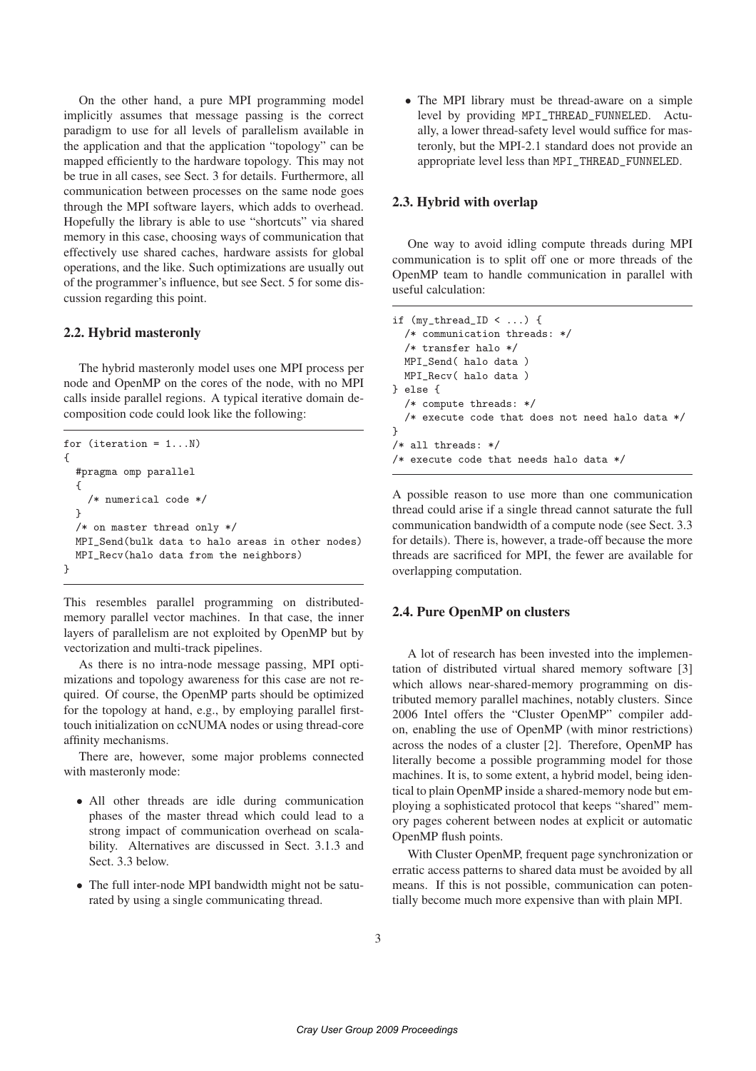On the other hand, a pure MPI programming model implicitly assumes that message passing is the correct paradigm to use for all levels of parallelism available in the application and that the application "topology" can be mapped efficiently to the hardware topology. This may not be true in all cases, see Sect. 3 for details. Furthermore, all communication between processes on the same node goes through the MPI software layers, which adds to overhead. Hopefully the library is able to use "shortcuts" via shared memory in this case, choosing ways of communication that effectively use shared caches, hardware assists for global operations, and the like. Such optimizations are usually out of the programmer's influence, but see Sect. 5 for some discussion regarding this point.

## 2.2. Hybrid masteronly

The hybrid masteronly model uses one MPI process per node and OpenMP on the cores of the node, with no MPI calls inside parallel regions. A typical iterative domain decomposition code could look like the following:

```
for (iteration = 1...N)
{
  #pragma omp parallel
  {
    /* numerical code */
  }
  /* on master thread only */
  MPI_Send(bulk data to halo areas in other nodes)
  MPI_Recv(halo data from the neighbors)
}
```

This resembles parallel programming on distributed-memory parallel vector machines. In that case, the inner layers of parallelism are not exploited by OpenMP but by vectorization and multi-track pipelines.

As there is no intra-node message passing, MPI optimizations and topology awareness for this case are not required. Of course, the OpenMP parts should be optimized for the topology at hand, e.g., by employing parallel first-touch initialization on ccNUMA nodes or using thread-core affinity mechanisms.

There are, however, some major problems connected with masteronly mode:

- All other threads are idle during communication phases of the master thread which could lead to a strong impact of communication overhead on scalability. Alternatives are discussed in Sect. 3.1.3 and Sect. 3.3 below.
- The full inter-node MPI bandwidth might not be saturated by using a single communicating thread.
- The MPI library must be thread-aware on a simple level by providing MPI_THREAD_FUNNELED. Actually, a lower thread-safety level would suffice for masteronly, but the MPI-2.1 standard does not provide an appropriate level less than MPI_THREAD_FUNNELED.

## 2.3. Hybrid with overlap

One way to avoid idling compute threads during MPI communication is to split off one or more threads of the OpenMP team to handle communication in parallel with useful calculation:

```
if (my_thread_ID < ...) {
  /* communication threads: */
  /* transfer halo */
  MPI_Send( halo data )
  MPI_Recv( halo data )
} else {
  /* compute threads: */
  /* execute code that does not need halo data */
}
/* all threads: */
/* execute code that needs halo data */
```

A possible reason to use more than one communication thread could arise if a single thread cannot saturate the full communication bandwidth of a compute node (see Sect. 3.3 for details). There is, however, a trade-off because the more threads are sacrificed for MPI, the fewer are available for overlapping computation.

## 2.4. Pure OpenMP on clusters

A lot of research has been invested into the implementation of distributed virtual shared memory software [3] which allows near-shared-memory programming on distributed memory parallel machines, notably clusters. Since 2006 Intel offers the "Cluster OpenMP" compiler add-on, enabling the use of OpenMP (with minor restrictions) across the nodes of a cluster [2]. Therefore, OpenMP has literally become a possible programming model for those machines. It is, to some extent, a hybrid model, being identical to plain OpenMP inside a shared-memory node but employing a sophisticated protocol that keeps "shared" memory pages coherent between nodes at explicit or automatic OpenMP flush points.

With Cluster OpenMP, frequent page synchronization or erratic access patterns to shared data must be avoided by all means. If this is not possible, communication can potentially become much more expensive than with plain MPI.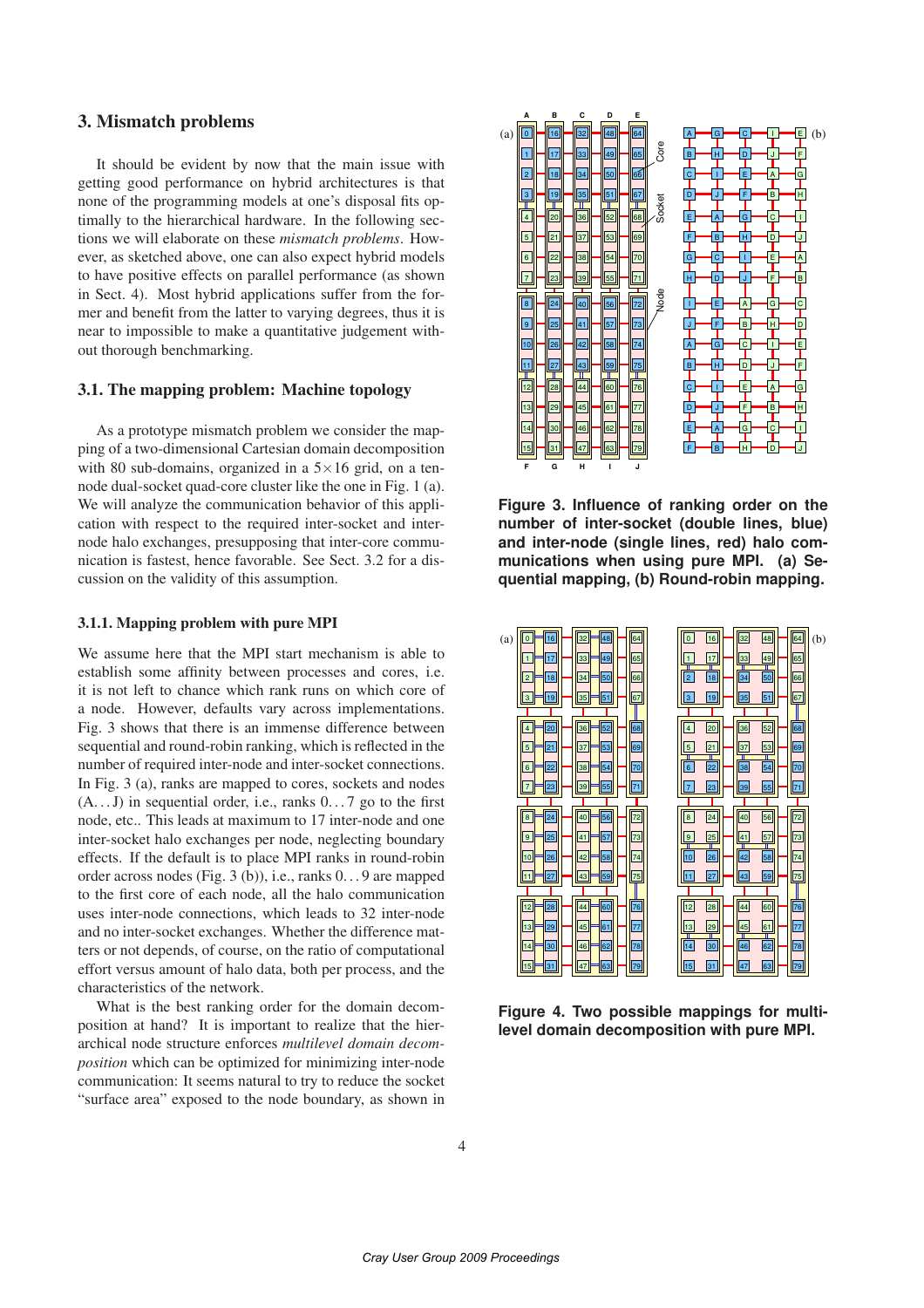## 3. Mismatch problems

It should be evident by now that the main issue with getting good performance on hybrid architectures is that none of the programming models at one's disposal fits optimally to the hierarchical hardware. In the following sections we will elaborate on these *mismatch problems*. However, as sketched above, one can also expect hybrid models to have positive effects on parallel performance (as shown in Sect. 4). Most hybrid applications suffer from the former and benefit from the latter to varying degrees, thus it is near to impossible to make a quantitative judgement without thorough benchmarking.

### 3.1. The mapping problem: Machine topology

As a prototype mismatch problem we consider the mapping of a two-dimensional Cartesian domain decomposition with 80 sub-domains, organized in a 5×16 grid, on a ten-node dual-socket quad-core cluster like the one in Fig. 1 (a). We will analyze the communication behavior of this application with respect to the required inter-socket and inter-node halo exchanges, presupposing that inter-core communication is fastest, hence favorable. See Sect. 3.2 for a discussion on the validity of this assumption.

#### 3.1.1. Mapping problem with pure MPI

We assume here that the MPI start mechanism is able to establish some affinity between processes and cores, i.e. it is not left to chance which rank runs on which core of a node. However, defaults vary across implementations. Fig. 3 shows that there is an immense difference between sequential and round-robin ranking, which is reflected in the number of required inter-node and inter-socket connections. In Fig. 3 (a), ranks are mapped to cores, sockets and nodes (A...J) in sequential order, i.e., ranks 0...7 go to the first node, etc.. This leads at maximum to 17 inter-node and one inter-socket halo exchanges per node, neglecting boundary effects. If the default is to place MPI ranks in round-robin order across nodes (Fig. 3 (b)), i.e., ranks 0...9 are mapped to the first core of each node, all the halo communication uses inter-node connections, which leads to 32 inter-node and no inter-socket exchanges. Whether the difference matters or not depends, of course, on the ratio of computational effort versus amount of halo data, both per process, and the characteristics of the network.

What is the best ranking order for the domain decomposition at hand? It is important to realize that the hierarchical node structure enforces *multilevel domain decomposition* which can be optimized for minimizing inter-node communication: It seems natural to try to reduce the socket "surface area" exposed to the node boundary, as shown in

**Figure 3. Influence of ranking order on the number of inter-socket (double lines, blue) and inter-node (single lines, red) halo communications when using pure MPI. (a) Sequential mapping, (b) Round-robin mapping.**

**Figure 4. Two possible mappings for multi-level domain decomposition with pure MPI.**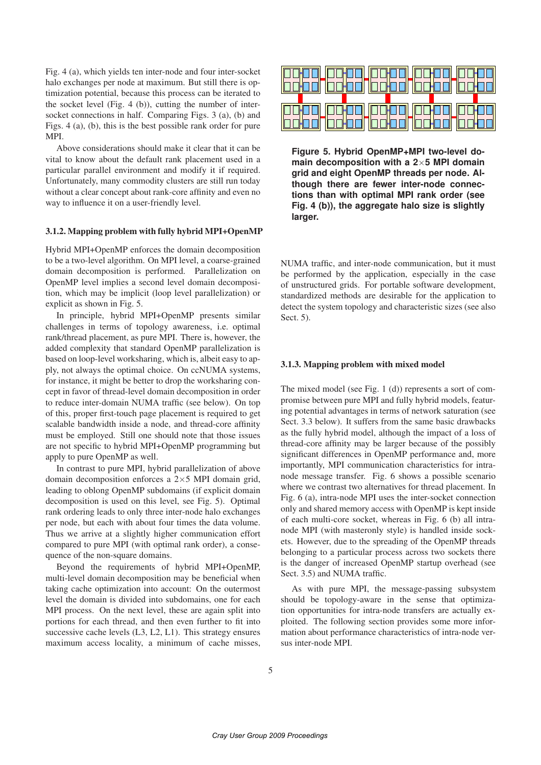Fig. 4 (a), which yields ten inter-node and four inter-socket halo exchanges per node at maximum. But still there is optimization potential, because this process can be iterated to the socket level (Fig. 4 (b)), cutting the number of inter-socket connections in half. Comparing Figs. 3 (a), (b) and Figs. 4 (a), (b), this is the best possible rank order for pure MPI.

Above considerations should make it clear that it can be vital to know about the default rank placement used in a particular parallel environment and modify it if required. Unfortunately, many commodity clusters are still run today without a clear concept about rank-core affinity and even no way to influence it on a user-friendly level.

### 3.1.2. Mapping problem with fully hybrid MPI+OpenMP

Hybrid MPI+OpenMP enforces the domain decomposition to be a two-level algorithm. On MPI level, a coarse-grained domain decomposition is performed. Parallelization on OpenMP level implies a second level domain decomposition, which may be implicit (loop level parallelization) or explicit as shown in Fig. 5.

In principle, hybrid MPI+OpenMP presents similar challenges in terms of topology awareness, i.e. optimal rank/thread placement, as pure MPI. There is, however, the added complexity that standard OpenMP parallelization is based on loop-level worksharing, which is, albeit easy to apply, not always the optimal choice. On ccNUMA systems, for instance, it might be better to drop the worksharing concept in favor of thread-level domain decomposition in order to reduce inter-domain NUMA traffic (see below). On top of this, proper first-touch page placement is required to get scalable bandwidth inside a node, and thread-core affinity must be employed. Still one should note that those issues are not specific to hybrid MPI+OpenMP programming but apply to pure OpenMP as well.

In contrast to pure MPI, hybrid parallelization of above domain decomposition enforces a $2 \times 5$ MPI domain grid, leading to oblong OpenMP subdomains (if explicit domain decomposition is used on this level, see Fig. 5). Optimal rank ordering leads to only three inter-node halo exchanges per node, but each with about four times the data volume. Thus we arrive at a slightly higher communication effort compared to pure MPI (with optimal rank order), a consequence of the non-square domains.

Beyond the requirements of hybrid MPI+OpenMP, multi-level domain decomposition may be beneficial when taking cache optimization into account: On the outermost level the domain is divided into subdomains, one for each MPI process. On the next level, these are again split into portions for each thread, and then even further to fit into successive cache levels (L3, L2, L1). This strategy ensures maximum access locality, a minimum of cache misses, NUMA traffic, and inter-node communication, but it must be performed by the application, especially in the case of unstructured grids. For portable software development, standardized methods are desirable for the application to detect the system topology and characteristic sizes (see also Sect. 5).

**Figure 5. Hybrid OpenMP+MPI two-level domain decomposition with a $2 \times 5$ MPI domain grid and eight OpenMP threads per node. Although there are fewer inter-node connections than with optimal MPI rank order (see Fig. 4 (b)), the aggregate halo size is slightly larger.**

### 3.1.3. Mapping problem with mixed model

The mixed model (see Fig. 1 (d)) represents a sort of compromise between pure MPI and fully hybrid models, featuring potential advantages in terms of network saturation (see Sect. 3.3 below). It suffers from the same basic drawbacks as the fully hybrid model, although the impact of a loss of thread-core affinity may be larger because of the possibly significant differences in OpenMP performance and, more importantly, MPI communication characteristics for intra-node message transfer. Fig. 6 shows a possible scenario where we contrast two alternatives for thread placement. In Fig. 6 (a), intra-node MPI uses the inter-socket connection only and shared memory access with OpenMP is kept inside of each multi-core socket, whereas in Fig. 6 (b) all intra-node MPI (with masteronly style) is handled inside sockets. However, due to the spreading of the OpenMP threads belonging to a particular process across two sockets there is the danger of increased OpenMP startup overhead (see Sect. 3.5) and NUMA traffic.

As with pure MPI, the message-passing subsystem should be topology-aware in the sense that optimization opportunities for intra-node transfers are actually exploited. The following section provides some more information about performance characteristics of intra-node versus inter-node MPI.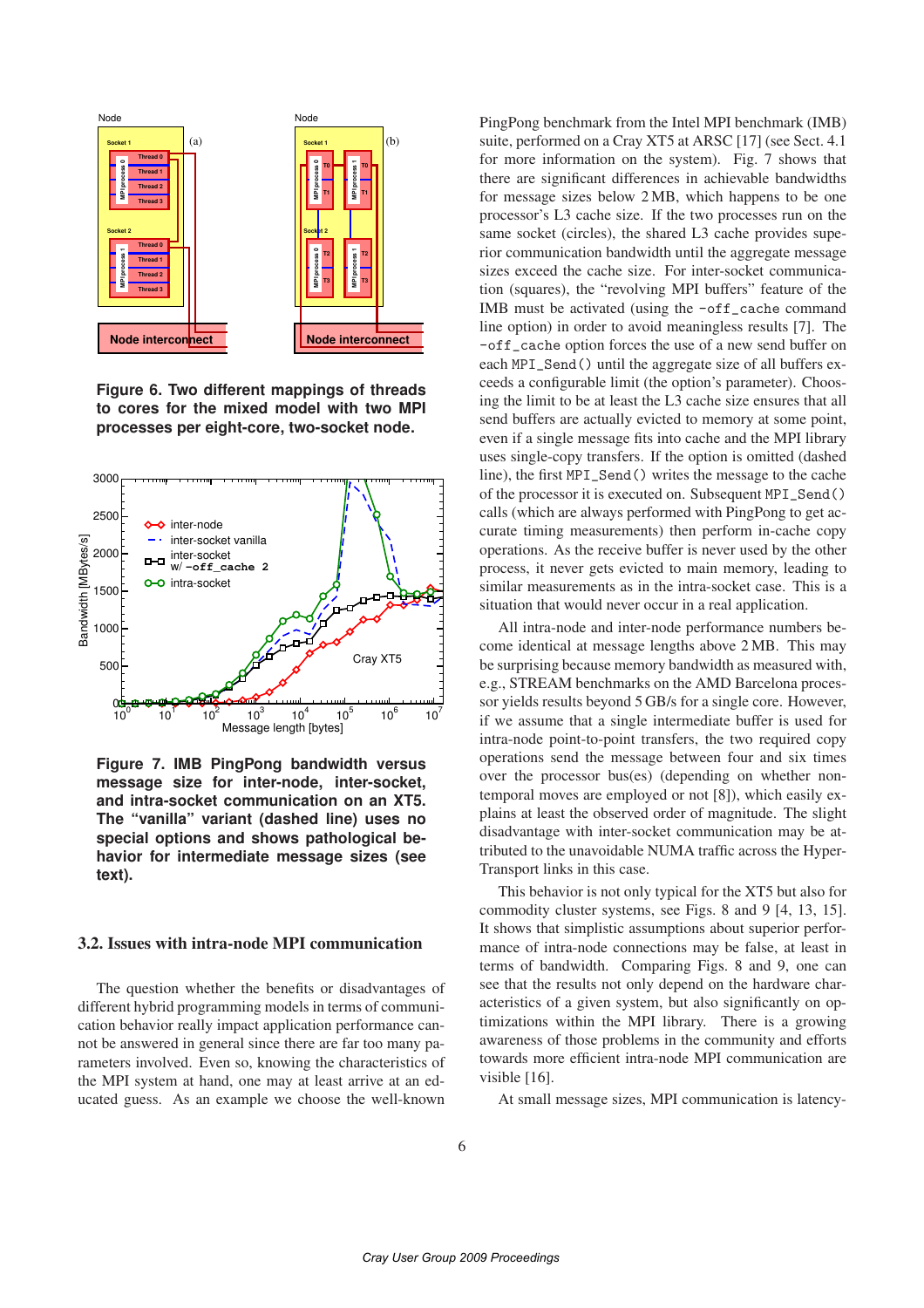Node

Socket 1

Thread 0

Thread 1

Thread 2

Thread 3

MPI process 0

Socket 2

Thread 0

Thread 1

Thread 2

Thread 3

MPI process 1

Node interconnect

(a)

Node

Socket 1

T0

T1

MPI process 0

T0

T1

MPI process 1

Socket 2

T2

T3

MPI process 0

T2

T3

MPI process 1

Node interconnect

(b)

**Figure 6. Two different mappings of threads to cores for the mixed model with two MPI processes per eight-core, two-socket node.**

3000

2500

2000

1500

1000

500

0

Bandwidth [MBytes/s]

inter-node

inter-socket vanilla

inter-socket w/ `-off_cache 2`

intra-socket

Cray XT5

$10^0$ $10^1$ $10^2$ $10^3$ $10^4$ $10^5$ $10^6$ $10^7$

Message length [bytes]

**Figure 7. IMB PingPong bandwidth versus message size for inter-node, inter-socket, and intra-socket communication on an XT5. The "vanilla" variant (dashed line) uses no special options and shows pathological behavior for intermediate message sizes (see text).**

### 3.2. Issues with intra-node MPI communication

The question whether the benefits or disadvantages of different hybrid programming models in terms of communication behavior really impact application performance cannot be answered in general since there are far too many parameters involved. Even so, knowing the characteristics of the MPI system at hand, one may at least arrive at an educated guess. As an example we choose the well-known PingPong benchmark from the Intel MPI benchmark (IMB) suite, performed on a Cray XT5 at ARSC [17] (see Sect. 4.1 for more information on the system). Fig. 7 shows that there are significant differences in achievable bandwidths for message sizes below 2 MB, which happens to be one processor's L3 cache size. If the two processes run on the same socket (circles), the shared L3 cache provides superior communication bandwidth until the aggregate message sizes exceed the cache size. For inter-socket communication (squares), the "revolving MPI buffers" feature of the IMB must be activated (using the `-off_cache` command line option) in order to avoid meaningless results [7]. The `-off_cache` option forces the use of a new send buffer on each `MPI_Send()` until the aggregate size of all buffers exceeds a configurable limit (the option's parameter). Choosing the limit to be at least the L3 cache size ensures that all send buffers are actually evicted to memory at some point, even if a single message fits into cache and the MPI library uses single-copy transfers. If the option is omitted (dashed line), the first `MPI_Send()` writes the message to the cache of the processor it is executed on. Subsequent `MPI_Send()` calls (which are always performed with PingPong to get accurate timing measurements) then perform in-cache copy operations. As the receive buffer is never used by the other process, it never gets evicted to main memory, leading to similar measurements as in the intra-socket case. This is a situation that would never occur in a real application.

All intra-node and inter-node performance numbers become identical at message lengths above 2 MB. This may be surprising because memory bandwidth as measured with, e.g., STREAM benchmarks on the AMD Barcelona processor yields results beyond 5 GB/s for a single core. However, if we assume that a single intermediate buffer is used for intra-node point-to-point transfers, the two required copy operations send the message between four and six times over the processor bus(es) (depending on whether non-temporal moves are employed or not [8]), which easily explains at least the observed order of magnitude. The slight disadvantage with inter-socket communication may be attributed to the unavoidable NUMA traffic across the HyperTransport links in this case.

This behavior is not only typical for the XT5 but also for commodity cluster systems, see Figs. 8 and 9 [4, 13, 15]. It shows that simplistic assumptions about superior performance of intra-node connections may be false, at least in terms of bandwidth. Comparing Figs. 8 and 9, one can see that the results not only depend on the hardware characteristics of a given system, but also significantly on optimizations within the MPI library. There is a growing awareness of those problems in the community and efforts towards more efficient intra-node MPI communication are visible [16].

At small message sizes, MPI communication is latency-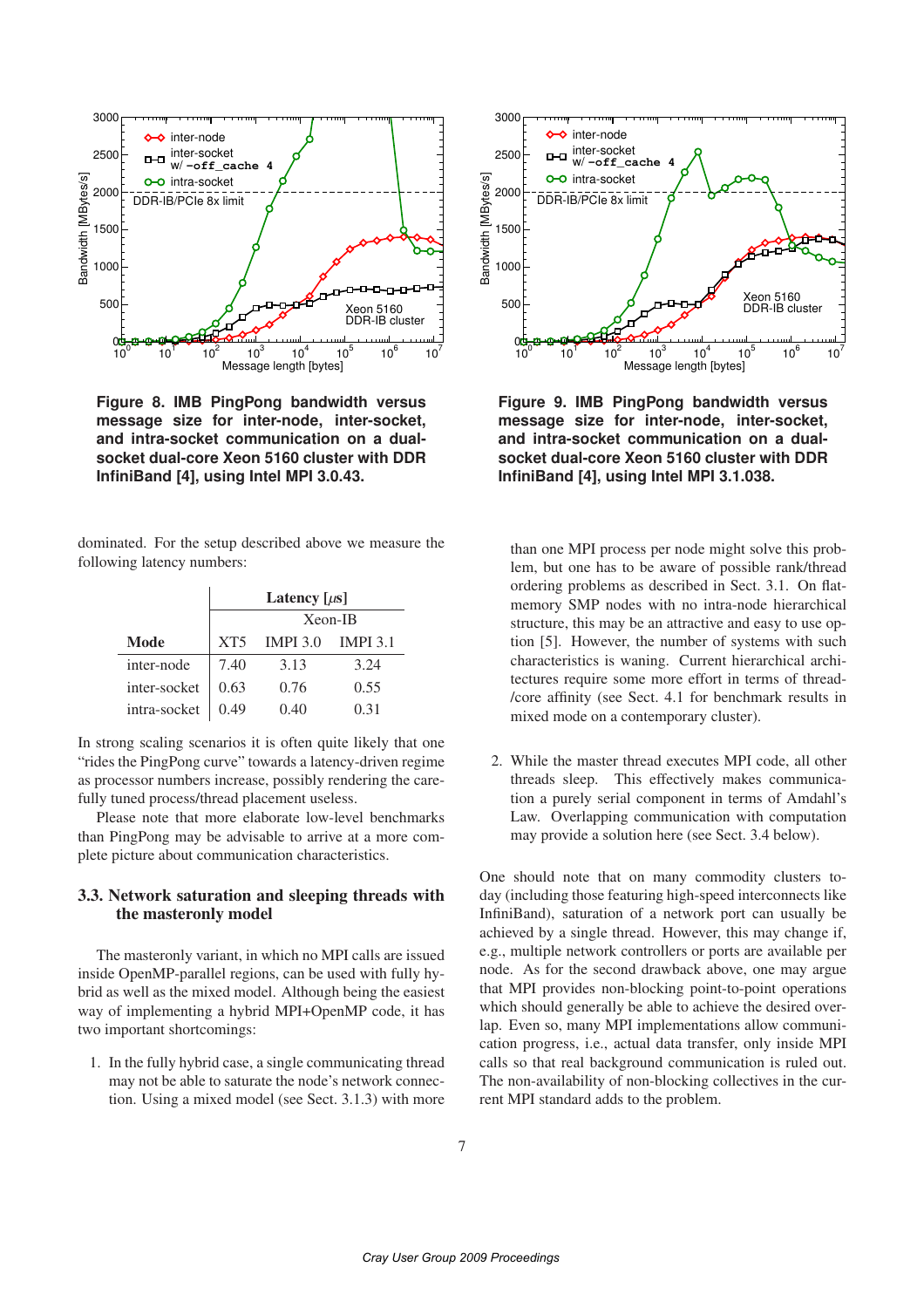3000
2500
2000
1500
1000
500
0
Bandwidth [MBytes/s]
$10^0$ $10^1$ $10^2$ $10^3$ $10^4$ $10^5$ $10^6$ $10^7$
Message length [bytes]
inter-node
inter-socket w/ -off_cache 4
intra-socket
DDR-IB/PCIe 8x limit
Xeon 5160 DDR-IB cluster

**Figure 8. IMB PingPong bandwidth versus message size for inter-node, inter-socket, and intra-socket communication on a dual-socket dual-core Xeon 5160 cluster with DDR InfiniBand [4], using Intel MPI 3.0.43.**

3000
2500
2000
1500
1000
500
0
Bandwidth [MBytes/s]
$10^0$ $10^1$ $10^2$ $10^3$ $10^4$ $10^5$ $10^6$ $10^7$
Message length [bytes]
inter-node
inter-socket w/ -off_cache 4
intra-socket
DDR-IB/PCIe 8x limit
Xeon 5160 DDR-IB cluster

**Figure 9. IMB PingPong bandwidth versus message size for inter-node, inter-socket, and intra-socket communication on a dual-socket dual-core Xeon 5160 cluster with DDR InfiniBand [4], using Intel MPI 3.1.038.**

dominated. For the setup described above we measure the following latency numbers:

| | Latency [$\mu$s] | | |
|---|---|---|---|
| | | Xeon-IB | |
| **Mode** | XT5 | IMPI 3.0 | IMPI 3.1 |
| inter-node | 7.40 | 3.13 | 3.24 |
| inter-socket | 0.63 | 0.76 | 0.55 |
| intra-socket | 0.49 | 0.40 | 0.31 |

In strong scaling scenarios it is often quite likely that one "rides the PingPong curve" towards a latency-driven regime as processor numbers increase, possibly rendering the carefully tuned process/thread placement useless.

Please note that more elaborate low-level benchmarks than PingPong may be advisable to arrive at a more complete picture about communication characteristics.

### 3.3. Network saturation and sleeping threads with the masteronly model

The masteronly variant, in which no MPI calls are issued inside OpenMP-parallel regions, can be used with fully hybrid as well as the mixed model. Although being the easiest way of implementing a hybrid MPI+OpenMP code, it has two important shortcomings:

1. In the fully hybrid case, a single communicating thread may not be able to saturate the node's network connection. Using a mixed model (see Sect. 3.1.3) with more than one MPI process per node might solve this problem, but one has to be aware of possible rank/thread ordering problems as described in Sect. 3.1. On flat-memory SMP nodes with no intra-node hierarchical structure, this may be an attractive and easy to use option [5]. However, the number of systems with such characteristics is waning. Current hierarchical architectures require some more effort in terms of thread-/core affinity (see Sect. 4.1 for benchmark results in mixed mode on a contemporary cluster).

2. While the master thread executes MPI code, all other threads sleep. This effectively makes communication a purely serial component in terms of Amdahl's Law. Overlapping communication with computation may provide a solution here (see Sect. 3.4 below).

One should note that on many commodity clusters today (including those featuring high-speed interconnects like InfiniBand), saturation of a network port can usually be achieved by a single thread. However, this may change if, e.g., multiple network controllers or ports are available per node. As for the second drawback above, one may argue that MPI provides non-blocking point-to-point operations which should generally be able to achieve the desired overlap. Even so, many MPI implementations allow communication progress, i.e., actual data transfer, only inside MPI calls so that real background communication is ruled out. The non-availability of non-blocking collectives in the current MPI standard adds to the problem.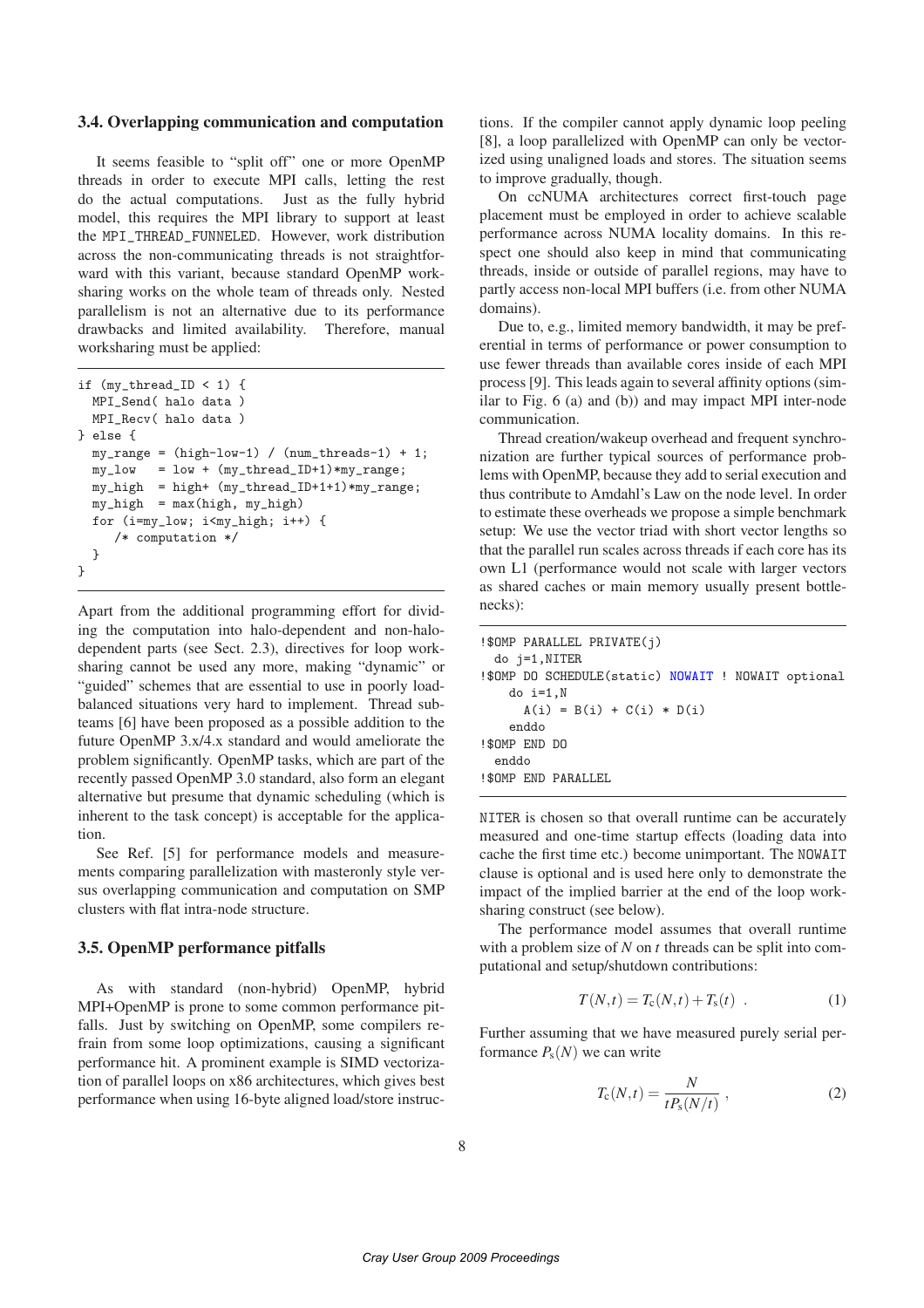### 3.4. Overlapping communication and computation

It seems feasible to "split off" one or more OpenMP threads in order to execute MPI calls, letting the rest do the actual computations. Just as the fully hybrid model, this requires the MPI library to support at least the MPI_THREAD_FUNNELED. However, work distribution across the non-communicating threads is not straightforward with this variant, because standard OpenMP worksharing works on the whole team of threads only. Nested parallelism is not an alternative due to its performance drawbacks and limited availability. Therefore, manual worksharing must be applied:

```
if (my_thread_ID < 1) {
  MPI_Send( halo data )
  MPI_Recv( halo data )
} else {
  my_range = (high-low-1) / (num_threads-1) + 1;
  my_low   = low + (my_thread_ID+1)*my_range;
  my_high  = high+ (my_thread_ID+1+1)*my_range;
  my_high  = max(high, my_high)
  for (i=my_low; i<my_high; i++) {
     /* computation */
  }
}
```

Apart from the additional programming effort for dividing the computation into halo-dependent and non-halo-dependent parts (see Sect. 2.3), directives for loop worksharing cannot be used any more, making "dynamic" or "guided" schemes that are essential to use in poorly load-balanced situations very hard to implement. Thread subteams [6] have been proposed as a possible addition to the future OpenMP 3.x/4.x standard and would ameliorate the problem significantly. OpenMP tasks, which are part of the recently passed OpenMP 3.0 standard, also form an elegant alternative but presume that dynamic scheduling (which is inherent to the task concept) is acceptable for the application.

See Ref. [5] for performance models and measurements comparing parallelization with masteronly style versus overlapping communication and computation on SMP clusters with flat intra-node structure.

### 3.5. OpenMP performance pitfalls

As with standard (non-hybrid) OpenMP, hybrid MPI+OpenMP is prone to some common performance pitfalls. Just by switching on OpenMP, some compilers refrain from some loop optimizations, causing a significant performance hit. A prominent example is SIMD vectorization of parallel loops on x86 architectures, which gives best performance when using 16-byte aligned load/store instructions. If the compiler cannot apply dynamic loop peeling [8], a loop parallelized with OpenMP can only be vectorized using unaligned loads and stores. The situation seems to improve gradually, though.

On ccNUMA architectures correct first-touch page placement must be employed in order to achieve scalable performance across NUMA locality domains. In this respect one should also keep in mind that communicating threads, inside or outside of parallel regions, may have to partly access non-local MPI buffers (i.e. from other NUMA domains).

Due to, e.g., limited memory bandwidth, it may be preferential in terms of performance or power consumption to use fewer threads than available cores inside of each MPI process [9]. This leads again to several affinity options (similar to Fig. 6 (a) and (b)) and may impact MPI inter-node communication.

Thread creation/wakeup overhead and frequent synchronization are further typical sources of performance problems with OpenMP, because they add to serial execution and thus contribute to Amdahl's Law on the node level. In order to estimate these overheads we propose a simple benchmark setup: We use the vector triad with short vector lengths so that the parallel run scales across threads if each core has its own L1 (performance would not scale with larger vectors as shared caches or main memory usually present bottlenecks):

```
!$OMP PARALLEL PRIVATE(j)
  do j=1,NITER
!$OMP DO SCHEDULE(static) NOWAIT ! NOWAIT optional
    do i=1,N
      A(i) = B(i) + C(i) * D(i)
    enddo
!$OMP END DO
  enddo
!$OMP END PARALLEL
```

NITER is chosen so that overall runtime can be accurately measured and one-time startup effects (loading data into cache the first time etc.) become unimportant. The NOWAIT clause is optional and is used here only to demonstrate the impact of the implied barrier at the end of the loop worksharing construct (see below).

The performance model assumes that overall runtime with a problem size of $N$ on $t$ threads can be split into computational and setup/shutdown contributions:

$$T(N,t) = T_{\mathrm{c}}(N,t) + T_{\mathrm{s}}(t) \ . \tag{1}$$

Further assuming that we have measured purely serial performance $P_{\mathrm{s}}(N)$ we can write

$$T_{\mathrm{c}}(N,t) = \frac{N}{tP_{\mathrm{s}}(N/t)} \ , \tag{2}$$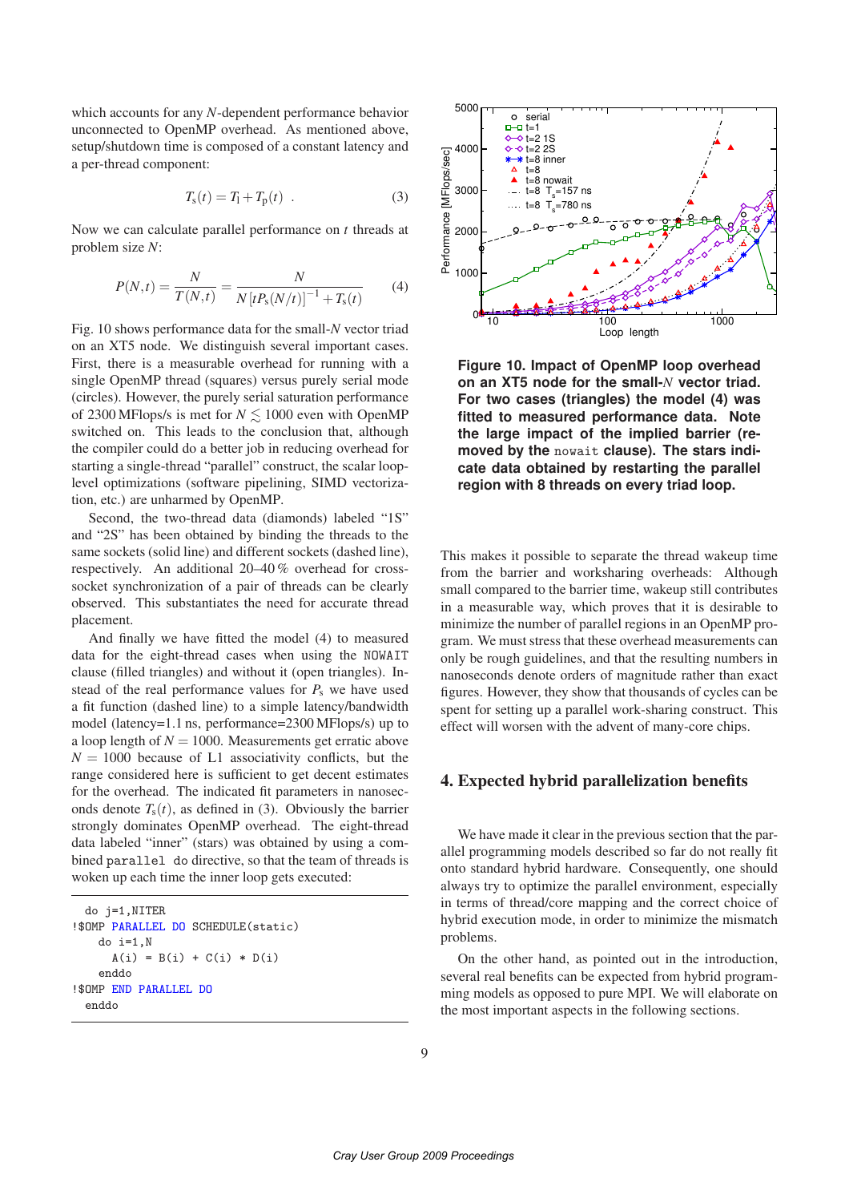which accounts for any $N$-dependent performance behavior unconnected to OpenMP overhead. As mentioned above, setup/shutdown time is composed of a constant latency and a per-thread component:

$$T_s(t) = T_l + T_p(t) \quad . \tag{3}$$

Now we can calculate parallel performance on $t$ threads at problem size $N$:

$$P(N,t) = \frac{N}{T(N,t)} = \frac{N}{N\left[tP_s(N/t)\right]^{-1} + T_s(t)} \tag{4}$$

Fig. 10 shows performance data for the small-$N$ vector triad on an XT5 node. We distinguish several important cases. First, there is a measurable overhead for running with a single OpenMP thread (squares) versus purely serial mode (circles). However, the purely serial saturation performance of 2300 MFlops/s is met for $N \lesssim 1000$ even with OpenMP switched on. This leads to the conclusion that, although the compiler could do a better job in reducing overhead for starting a single-thread "parallel" construct, the scalar loop-level optimizations (software pipelining, SIMD vectorization, etc.) are unharmed by OpenMP.

Second, the two-thread data (diamonds) labeled "1S" and "2S" has been obtained by binding the threads to the same sockets (solid line) and different sockets (dashed line), respectively. An additional 20–40 % overhead for cross-socket synchronization of a pair of threads can be clearly observed. This substantiates the need for accurate thread placement.

And finally we have fitted the model (4) to measured data for the eight-thread cases when using the `NOWAIT` clause (filled triangles) and without it (open triangles). Instead of the real performance values for $P_s$ we have used a fit function (dashed line) to a simple latency/bandwidth model (latency=1.1 ns, performance=2300 MFlops/s) up to a loop length of $N = 1000$. Measurements get erratic above $N = 1000$ because of L1 associativity conflicts, but the range considered here is sufficient to get decent estimates for the overhead. The indicated fit parameters in nanoseconds denote $T_s(t)$, as defined in (3). Obviously the barrier strongly dominates OpenMP overhead. The eight-thread data labeled "inner" (stars) was obtained by using a combined `parallel do` directive, so that the team of threads is woken up each time the inner loop gets executed:

```
  do j=1,NITER
!$OMP PARALLEL DO SCHEDULE(static)
    do i=1,N
      A(i) = B(i) + C(i) * D(i)
    enddo
!$OMP END PARALLEL DO
  enddo
```

**Figure 10. Impact of OpenMP loop overhead on an XT5 node for the small-$N$ vector triad. For two cases (triangles) the model (4) was fitted to measured performance data. Note the large impact of the implied barrier (removed by the `nowait` clause). The stars indicate data obtained by restarting the parallel region with 8 threads on every triad loop.**

This makes it possible to separate the thread wakeup time from the barrier and worksharing overheads: Although small compared to the barrier time, wakeup still contributes in a measurable way, which proves that it is desirable to minimize the number of parallel regions in an OpenMP program. We must stress that these overhead measurements can only be rough guidelines, and that the resulting numbers in nanoseconds denote orders of magnitude rather than exact figures. However, they show that thousands of cycles can be spent for setting up a parallel work-sharing construct. This effect will worsen with the advent of many-core chips.

## 4. Expected hybrid parallelization benefits

We have made it clear in the previous section that the parallel programming models described so far do not really fit onto standard hybrid hardware. Consequently, one should always try to optimize the parallel environment, especially in terms of thread/core mapping and the correct choice of hybrid execution mode, in order to minimize the mismatch problems.

On the other hand, as pointed out in the introduction, several real benefits can be expected from hybrid programming models as opposed to pure MPI. We will elaborate on the most important aspects in the following sections.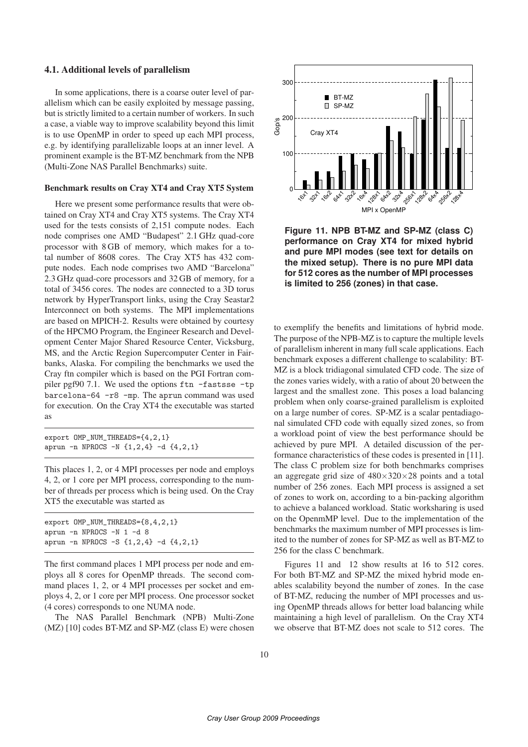### 4.1. Additional levels of parallelism

In some applications, there is a coarse outer level of parallelism which can be easily exploited by message passing, but is strictly limited to a certain number of workers. In such a case, a viable way to improve scalability beyond this limit is to use OpenMP in order to speed up each MPI process, e.g. by identifying parallelizable loops at an inner level. A prominent example is the BT-MZ benchmark from the NPB (Multi-Zone NAS Parallel Benchmarks) suite.

#### Benchmark results on Cray XT4 and Cray XT5 System

Here we present some performance results that were obtained on Cray XT4 and Cray XT5 systems. The Cray XT4 used for the tests consists of 2,151 compute nodes. Each node comprises one AMD "Budapest" 2.1 GHz quad-core processor with 8 GB of memory, which makes for a total number of 8608 cores. The Cray XT5 has 432 compute nodes. Each node comprises two AMD "Barcelona" 2.3 GHz quad-core processors and 32 GB of memory, for a total of 3456 cores. The nodes are connected to a 3D torus network by HyperTransport links, using the Cray Seastar2 Interconnect on both systems. The MPI implementations are based on MPICH-2. Results were obtained by courtesy of the HPCMO Program, the Engineer Research and Development Center Major Shared Resource Center, Vicksburg, MS, and the Arctic Region Supercomputer Center in Fairbanks, Alaska. For compiling the benchmarks we used the Cray ftn compiler which is based on the PGI Fortran compiler pgf90 7.1. We used the options `ftn -fastsse -tp barcelona-64 -r8 -mp`. The aprun command was used for execution. On the Cray XT4 the executable was started as

```
export OMP_NUM_THREADS={4,2,1}
aprun -n NPROCS -N {1,2,4} -d {4,2,1}
```

This places 1, 2, or 4 MPI processes per node and employs 4, 2, or 1 core per MPI process, corresponding to the number of threads per process which is being used. On the Cray XT5 the executable was started as

```
export OMP_NUM_THREADS={8,4,2,1}
aprun -n NPROCS -N 1 -d 8
aprun -n NPROCS -S {1,2,4} -d {4,2,1}
```

The first command places 1 MPI process per node and employs all 8 cores for OpenMP threads. The second command places 1, 2, or 4 MPI processes per socket and employs 4, 2, or 1 core per MPI process. One processor socket (4 cores) corresponds to one NUMA node.

The NAS Parallel Benchmark (NPB) Multi-Zone (MZ) [10] codes BT-MZ and SP-MZ (class E) were chosen

300
200
100
0
Gop/s
BT-MZ
SP-MZ
Cray XT4
16x1 32x1 16x2 64x1 32x2 16x4 128x1 64x2 32x4 256x1 128x2 64x4 256x2 128x4
MPI x OpenMP

**Figure 11. NPB BT-MZ and SP-MZ (class C) performance on Cray XT4 for mixed hybrid and pure MPI modes (see text for details on the mixed setup). There is no pure MPI data for 512 cores as the number of MPI processes is limited to 256 (zones) in that case.**

to exemplify the benefits and limitations of hybrid mode. The purpose of the NPB-MZ is to capture the multiple levels of parallelism inherent in many full scale applications. Each benchmark exposes a different challenge to scalability: BT-MZ is a block tridiagonal simulated CFD code. The size of the zones varies widely, with a ratio of about 20 between the largest and the smallest zone. This poses a load balancing problem when only coarse-grained parallelism is exploited on a large number of cores. SP-MZ is a scalar pentadiagonal simulated CFD code with equally sized zones, so from a workload point of view the best performance should be achieved by pure MPI. A detailed discussion of the performance characteristics of these codes is presented in [11]. The class C problem size for both benchmarks comprises an aggregate grid size of $480 \times 320 \times 28$ points and a total number of 256 zones. Each MPI process is assigned a set of zones to work on, according to a bin-packing algorithm to achieve a balanced workload. Static worksharing is used on the OpenmMP level. Due to the implementation of the benchmarks the maximum number of MPI processes is limited to the number of zones for SP-MZ as well as BT-MZ to 256 for the class C benchmark.

Figures 11 and 12 show results at 16 to 512 cores. For both BT-MZ and SP-MZ the mixed hybrid mode enables scalability beyond the number of zones. In the case of BT-MZ, reducing the number of MPI processes and using OpenMP threads allows for better load balancing while maintaining a high level of parallelism. On the Cray XT4 we observe that BT-MZ does not scale to 512 cores. The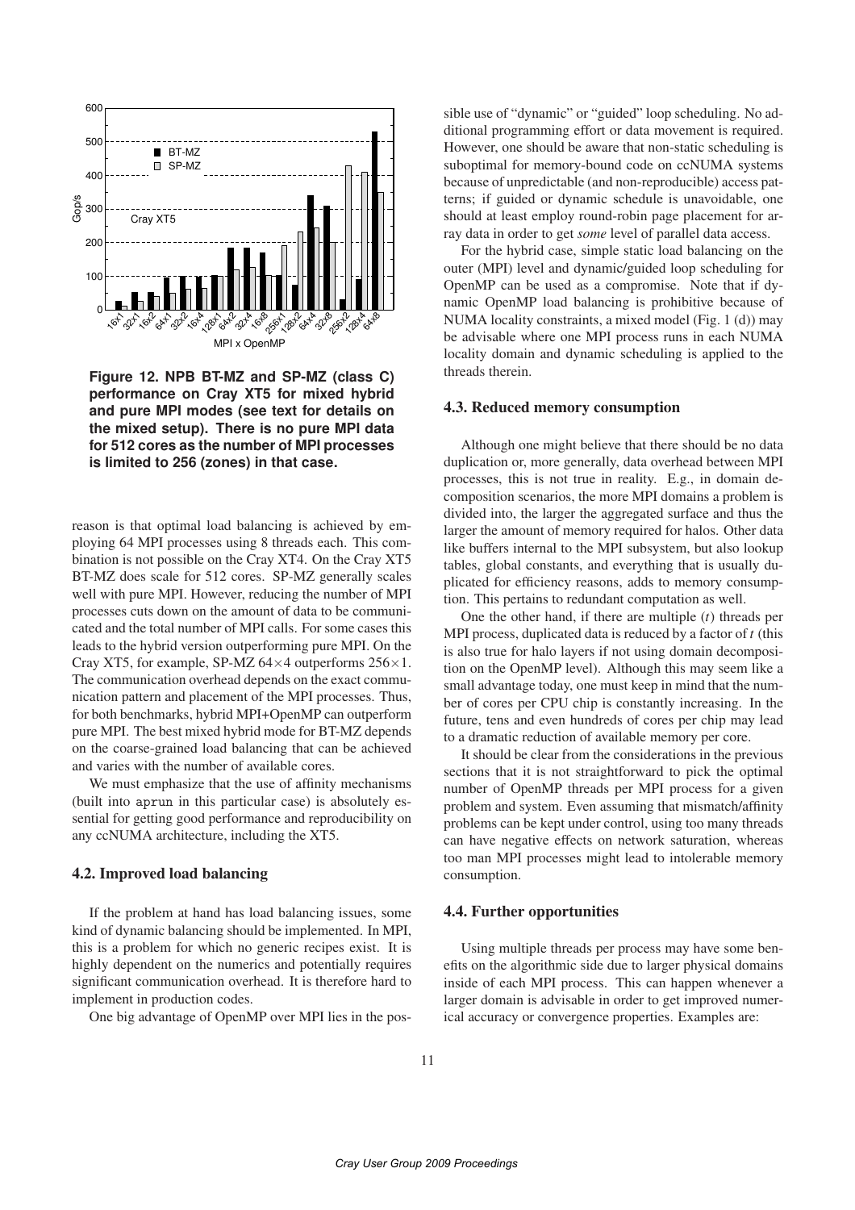600

500

400

Gop/s 300

200

100

0

BT-MZ

SP-MZ

Cray XT5

16x1 32x1 16x2 64x1 32x2 16x4 128x1 64x2 32x4 16x8 256x1 128x2 64x4 32x8 256x2 128x4 64x8

MPI x OpenMP

**Figure 12. NPB BT-MZ and SP-MZ (class C) performance on Cray XT5 for mixed hybrid and pure MPI modes (see text for details on the mixed setup). There is no pure MPI data for 512 cores as the number of MPI processes is limited to 256 (zones) in that case.**

reason is that optimal load balancing is achieved by employing 64 MPI processes using 8 threads each. This combination is not possible on the Cray XT4. On the Cray XT5 BT-MZ does scale for 512 cores. SP-MZ generally scales well with pure MPI. However, reducing the number of MPI processes cuts down on the amount of data to be communicated and the total number of MPI calls. For some cases this leads to the hybrid version outperforming pure MPI. On the Cray XT5, for example, SP-MZ $64\times4$ outperforms $256\times1$. The communication overhead depends on the exact communication pattern and placement of the MPI processes. Thus, for both benchmarks, hybrid MPI+OpenMP can outperform pure MPI. The best mixed hybrid mode for BT-MZ depends on the coarse-grained load balancing that can be achieved and varies with the number of available cores.

We must emphasize that the use of affinity mechanisms (built into aprun in this particular case) is absolutely essential for getting good performance and reproducibility on any ccNUMA architecture, including the XT5.

### 4.2. Improved load balancing

If the problem at hand has load balancing issues, some kind of dynamic balancing should be implemented. In MPI, this is a problem for which no generic recipes exist. It is highly dependent on the numerics and potentially requires significant communication overhead. It is therefore hard to implement in production codes.

One big advantage of OpenMP over MPI lies in the possible use of "dynamic" or "guided" loop scheduling. No additional programming effort or data movement is required. However, one should be aware that non-static scheduling is suboptimal for memory-bound code on ccNUMA systems because of unpredictable (and non-reproducible) access patterns; if guided or dynamic schedule is unavoidable, one should at least employ round-robin page placement for array data in order to get *some* level of parallel data access.

For the hybrid case, simple static load balancing on the outer (MPI) level and dynamic/guided loop scheduling for OpenMP can be used as a compromise. Note that if dynamic OpenMP load balancing is prohibitive because of NUMA locality constraints, a mixed model (Fig. 1 (d)) may be advisable where one MPI process runs in each NUMA locality domain and dynamic scheduling is applied to the threads therein.

### 4.3. Reduced memory consumption

Although one might believe that there should be no data duplication or, more generally, data overhead between MPI processes, this is not true in reality. E.g., in domain decomposition scenarios, the more MPI domains a problem is divided into, the larger the aggregated surface and thus the larger the amount of memory required for halos. Other data like buffers internal to the MPI subsystem, but also lookup tables, global constants, and everything that is usually duplicated for efficiency reasons, adds to memory consumption. This pertains to redundant computation as well.

One the other hand, if there are multiple ($t$) threads per MPI process, duplicated data is reduced by a factor of $t$ (this is also true for halo layers if not using domain decomposition on the OpenMP level). Although this may seem like a small advantage today, one must keep in mind that the number of cores per CPU chip is constantly increasing. In the future, tens and even hundreds of cores per chip may lead to a dramatic reduction of available memory per core.

It should be clear from the considerations in the previous sections that it is not straightforward to pick the optimal number of OpenMP threads per MPI process for a given problem and system. Even assuming that mismatch/affinity problems can be kept under control, using too many threads can have negative effects on network saturation, whereas too man MPI processes might lead to intolerable memory consumption.

### 4.4. Further opportunities

Using multiple threads per process may have some benefits on the algorithmic side due to larger physical domains inside of each MPI process. This can happen whenever a larger domain is advisable in order to get improved numerical accuracy or convergence properties. Examples are: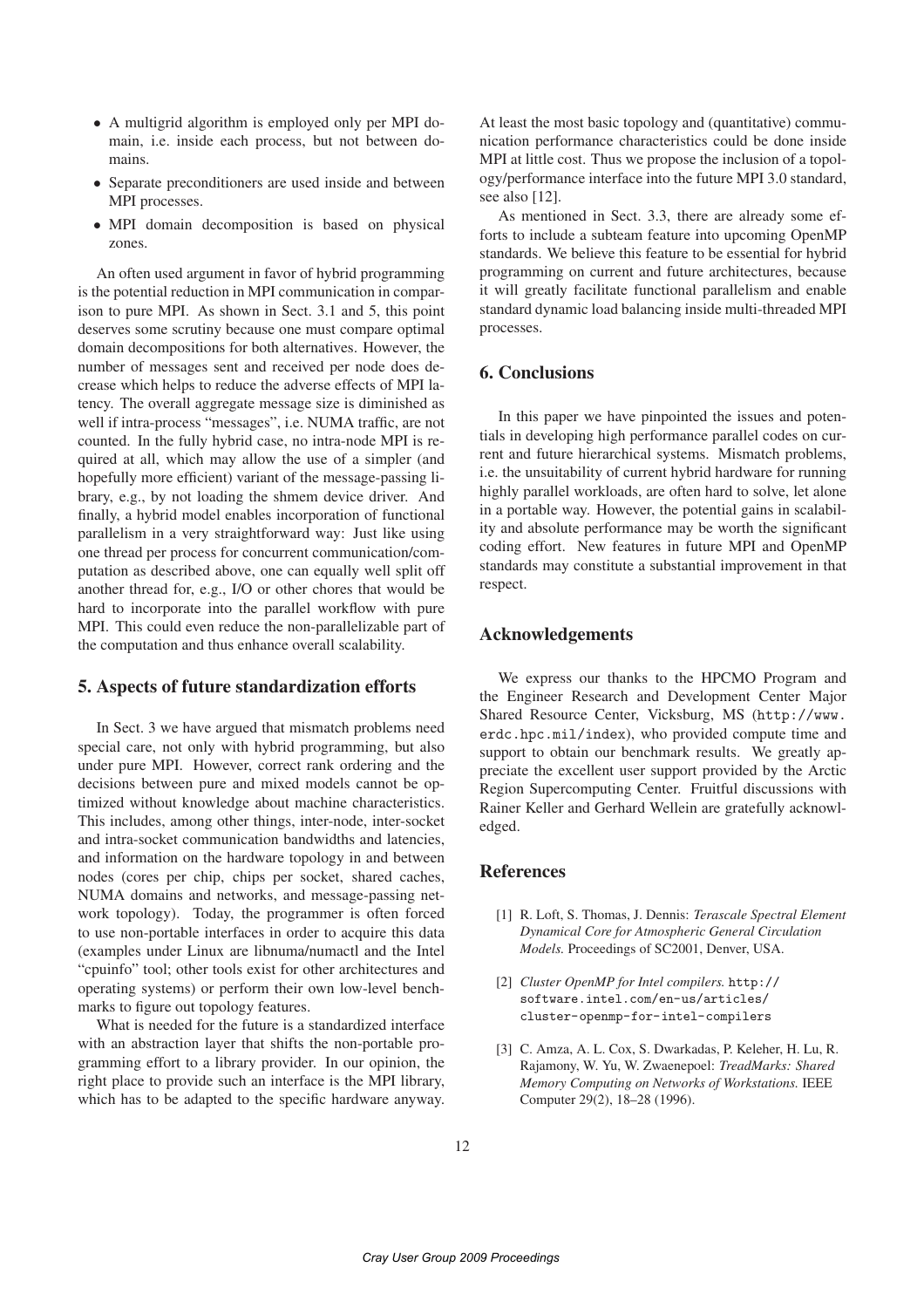- A multigrid algorithm is employed only per MPI domain, i.e. inside each process, but not between domains.
- Separate preconditioners are used inside and between MPI processes.
- MPI domain decomposition is based on physical zones.

An often used argument in favor of hybrid programming is the potential reduction in MPI communication in comparison to pure MPI. As shown in Sect. 3.1 and 5, this point deserves some scrutiny because one must compare optimal domain decompositions for both alternatives. However, the number of messages sent and received per node does decrease which helps to reduce the adverse effects of MPI latency. The overall aggregate message size is diminished as well if intra-process "messages", i.e. NUMA traffic, are not counted. In the fully hybrid case, no intra-node MPI is required at all, which may allow the use of a simpler (and hopefully more efficient) variant of the message-passing library, e.g., by not loading the shmem device driver. And finally, a hybrid model enables incorporation of functional parallelism in a very straightforward way: Just like using one thread per process for concurrent communication/computation as described above, one can equally well split off another thread for, e.g., I/O or other chores that would be hard to incorporate into the parallel workflow with pure MPI. This could even reduce the non-parallelizable part of the computation and thus enhance overall scalability.

## 5. Aspects of future standardization efforts

In Sect. 3 we have argued that mismatch problems need special care, not only with hybrid programming, but also under pure MPI. However, correct rank ordering and the decisions between pure and mixed models cannot be optimized without knowledge about machine characteristics. This includes, among other things, inter-node, inter-socket and intra-socket communication bandwidths and latencies, and information on the hardware topology in and between nodes (cores per chip, chips per socket, shared caches, NUMA domains and networks, and message-passing network topology). Today, the programmer is often forced to use non-portable interfaces in order to acquire this data (examples under Linux are libnuma/numactl and the Intel "cpuinfo" tool; other tools exist for other architectures and operating systems) or perform their own low-level benchmarks to figure out topology features.

What is needed for the future is a standardized interface with an abstraction layer that shifts the non-portable programming effort to a library provider. In our opinion, the right place to provide such an interface is the MPI library, which has to be adapted to the specific hardware anyway. At least the most basic topology and (quantitative) communication performance characteristics could be done inside MPI at little cost. Thus we propose the inclusion of a topology/performance interface into the future MPI 3.0 standard, see also [12].

As mentioned in Sect. 3.3, there are already some efforts to include a subteam feature into upcoming OpenMP standards. We believe this feature to be essential for hybrid programming on current and future architectures, because it will greatly facilitate functional parallelism and enable standard dynamic load balancing inside multi-threaded MPI processes.

## 6. Conclusions

In this paper we have pinpointed the issues and potentials in developing high performance parallel codes on current and future hierarchical systems. Mismatch problems, i.e. the unsuitability of current hybrid hardware for running highly parallel workloads, are often hard to solve, let alone in a portable way. However, the potential gains in scalability and absolute performance may be worth the significant coding effort. New features in future MPI and OpenMP standards may constitute a substantial improvement in that respect.

## Acknowledgements

We express our thanks to the HPCMO Program and the Engineer Research and Development Center Major Shared Resource Center, Vicksburg, MS (`http://www.erdc.hpc.mil/index`), who provided compute time and support to obtain our benchmark results. We greatly appreciate the excellent user support provided by the Arctic Region Supercomputing Center. Fruitful discussions with Rainer Keller and Gerhard Wellein are gratefully acknowledged.

## References

[1] R. Loft, S. Thomas, J. Dennis: *Terascale Spectral Element Dynamical Core for Atmospheric General Circulation Models.* Proceedings of SC2001, Denver, USA.

[2] *Cluster OpenMP for Intel compilers.* `http://software.intel.com/en-us/articles/cluster-openmp-for-intel-compilers`

[3] C. Amza, A. L. Cox, S. Dwarkadas, P. Keleher, H. Lu, R. Rajamony, W. Yu, W. Zwaenepoel: *TreadMarks: Shared Memory Computing on Networks of Workstations.* IEEE Computer 29(2), 18–28 (1996).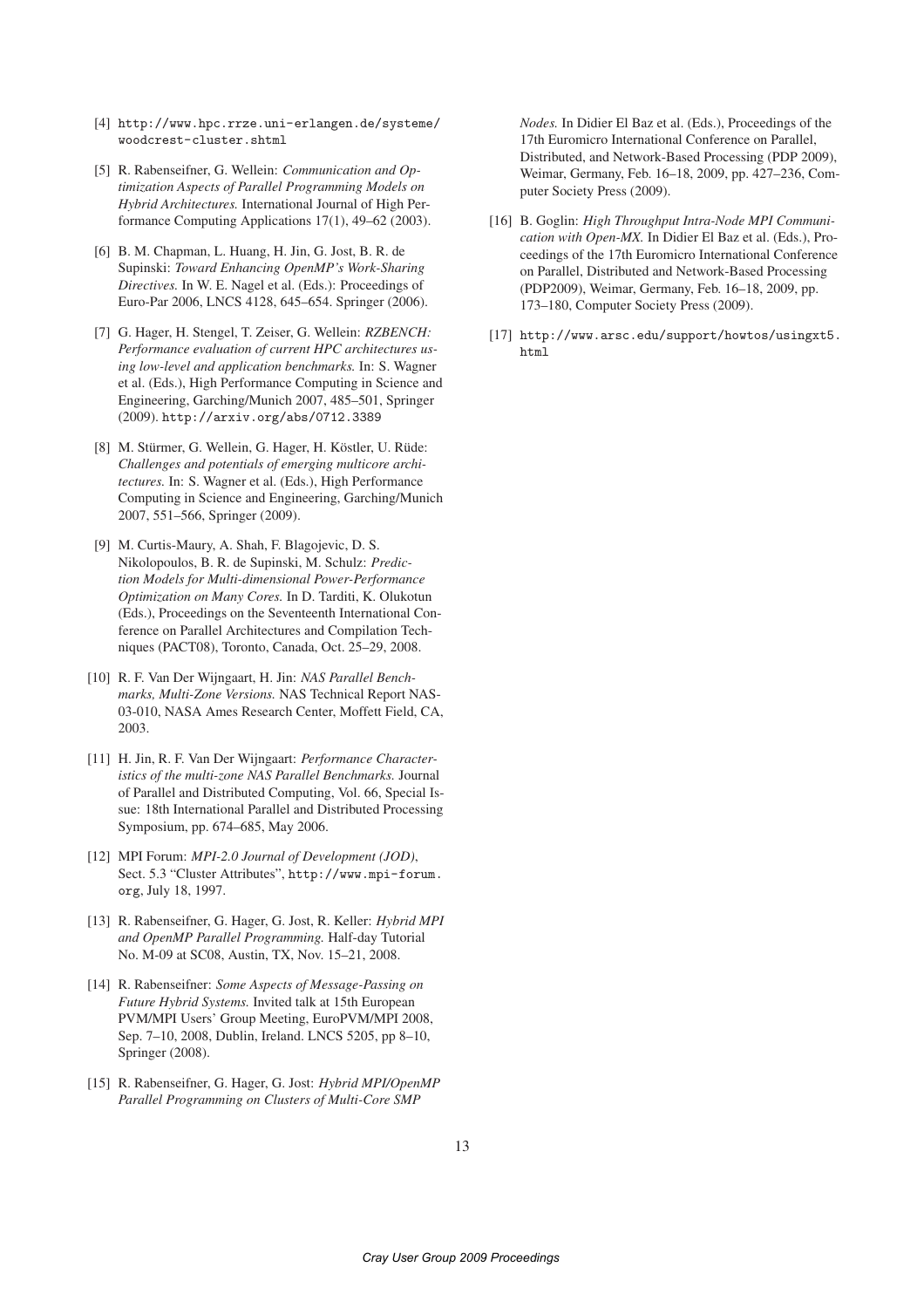[4] http://www.hpc.rrze.uni-erlangen.de/systeme/woodcrest-cluster.shtml

[5] R. Rabenseifner, G. Wellein: *Communication and Optimization Aspects of Parallel Programming Models on Hybrid Architectures.* International Journal of High Performance Computing Applications 17(1), 49–62 (2003).

[6] B. M. Chapman, L. Huang, H. Jin, G. Jost, B. R. de Supinski: *Toward Enhancing OpenMP's Work-Sharing Directives.* In W. E. Nagel et al. (Eds.): Proceedings of Euro-Par 2006, LNCS 4128, 645–654. Springer (2006).

[7] G. Hager, H. Stengel, T. Zeiser, G. Wellein: *RZBENCH: Performance evaluation of current HPC architectures using low-level and application benchmarks.* In: S. Wagner et al. (Eds.), High Performance Computing in Science and Engineering, Garching/Munich 2007, 485–501, Springer (2009). http://arxiv.org/abs/0712.3389

[8] M. Stürmer, G. Wellein, G. Hager, H. Köstler, U. Rüde: *Challenges and potentials of emerging multicore architectures.* In: S. Wagner et al. (Eds.), High Performance Computing in Science and Engineering, Garching/Munich 2007, 551–566, Springer (2009).

[9] M. Curtis-Maury, A. Shah, F. Blagojevic, D. S. Nikolopoulos, B. R. de Supinski, M. Schulz: *Prediction Models for Multi-dimensional Power-Performance Optimization on Many Cores.* In D. Tarditi, K. Olukotun (Eds.), Proceedings on the Seventeenth International Conference on Parallel Architectures and Compilation Techniques (PACT08), Toronto, Canada, Oct. 25–29, 2008.

[10] R. F. Van Der Wijngaart, H. Jin: *NAS Parallel Benchmarks, Multi-Zone Versions.* NAS Technical Report NAS-03-010, NASA Ames Research Center, Moffett Field, CA, 2003.

[11] H. Jin, R. F. Van Der Wijngaart: *Performance Characteristics of the multi-zone NAS Parallel Benchmarks.* Journal of Parallel and Distributed Computing, Vol. 66, Special Issue: 18th International Parallel and Distributed Processing Symposium, pp. 674–685, May 2006.

[12] MPI Forum: *MPI-2.0 Journal of Development (JOD)*, Sect. 5.3 "Cluster Attributes", http://www.mpi-forum.org, July 18, 1997.

[13] R. Rabenseifner, G. Hager, G. Jost, R. Keller: *Hybrid MPI and OpenMP Parallel Programming.* Half-day Tutorial No. M-09 at SC08, Austin, TX, Nov. 15–21, 2008.

[14] R. Rabenseifner: *Some Aspects of Message-Passing on Future Hybrid Systems.* Invited talk at 15th European PVM/MPI Users' Group Meeting, EuroPVM/MPI 2008, Sep. 7–10, 2008, Dublin, Ireland. LNCS 5205, pp 8–10, Springer (2008).

[15] R. Rabenseifner, G. Hager, G. Jost: *Hybrid MPI/OpenMP Parallel Programming on Clusters of Multi-Core SMP Nodes.* In Didier El Baz et al. (Eds.), Proceedings of the 17th Euromicro International Conference on Parallel, Distributed, and Network-Based Processing (PDP 2009), Weimar, Germany, Feb. 16–18, 2009, pp. 427–236, Computer Society Press (2009).

[16] B. Goglin: *High Throughput Intra-Node MPI Communication with Open-MX.* In Didier El Baz et al. (Eds.), Proceedings of the 17th Euromicro International Conference on Parallel, Distributed and Network-Based Processing (PDP2009), Weimar, Germany, Feb. 16–18, 2009, pp. 173–180, Computer Society Press (2009).

[17] http://www.arsc.edu/support/howtos/usingxt5.html